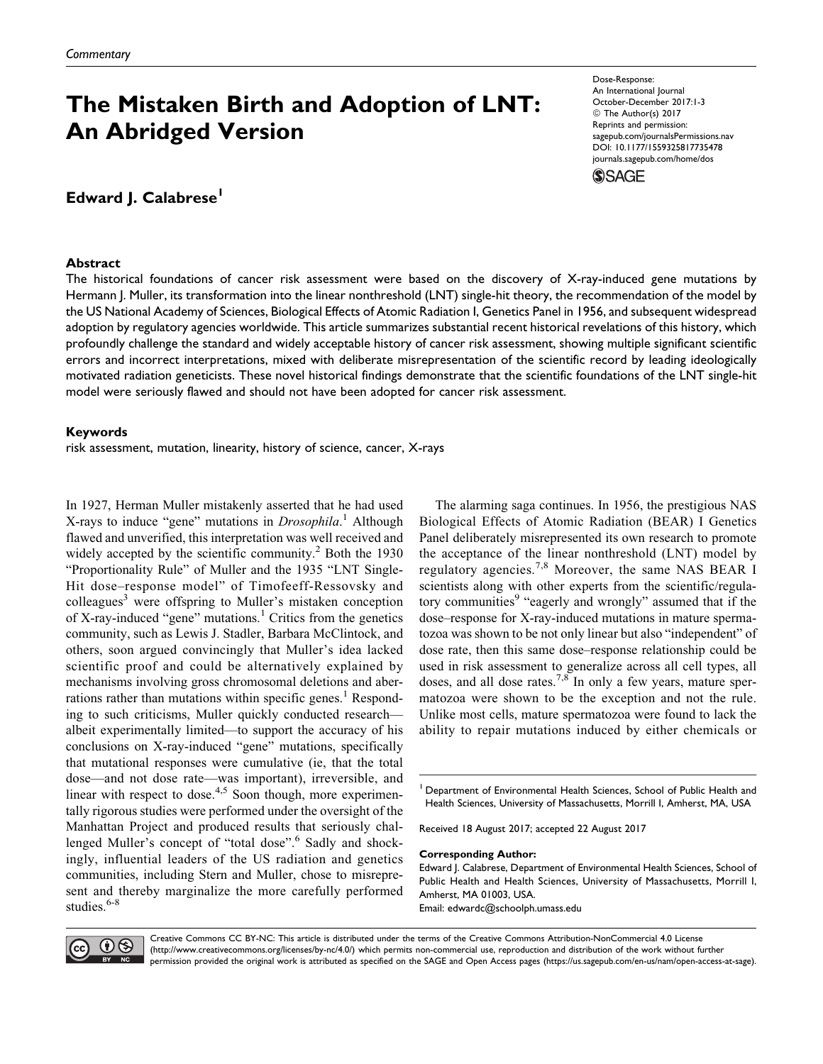Commentary

# The Mistaken Birth and Adoption of LNT: An Abridged Version

Dose-Response:
An International Journal
October-December 2017:1-3
© The Author(s) 2017
Reprints and permission:
sagepub.com/journalsPermissions.nav
DOI: 10.1177/1559325817735478
journals.sagepub.com/home/dos

**Edward J. Calabrese**[1]

### Abstract

The historical foundations of cancer risk assessment were based on the discovery of X-ray-induced gene mutations by Hermann J. Muller, its transformation into the linear nonthreshold (LNT) single-hit theory, the recommendation of the model by the US National Academy of Sciences, Biological Effects of Atomic Radiation I, Genetics Panel in 1956, and subsequent widespread adoption by regulatory agencies worldwide. This article summarizes substantial recent historical revelations of this history, which profoundly challenge the standard and widely acceptable history of cancer risk assessment, showing multiple significant scientific errors and incorrect interpretations, mixed with deliberate misrepresentation of the scientific record by leading ideologically motivated radiation geneticists. These novel historical findings demonstrate that the scientific foundations of the LNT single-hit model were seriously flawed and should not have been adopted for cancer risk assessment.

### Keywords

risk assessment, mutation, linearity, history of science, cancer, X-rays

In 1927, Herman Muller mistakenly asserted that he had used X-rays to induce "gene" mutations in *Drosophila*.[1] Although flawed and unverified, this interpretation was well received and widely accepted by the scientific community.[2] Both the 1930 "Proportionality Rule" of Muller and the 1935 "LNT Single-Hit dose–response model" of Timofeeff-Ressovsky and colleagues[3] were offspring to Muller's mistaken conception of X-ray-induced "gene" mutations.[1] Critics from the genetics community, such as Lewis J. Stadler, Barbara McClintock, and others, soon argued convincingly that Muller's idea lacked scientific proof and could be alternatively explained by mechanisms involving gross chromosomal deletions and aberrations rather than mutations within specific genes.[1] Responding to such criticisms, Muller quickly conducted research—albeit experimentally limited—to support the accuracy of his conclusions on X-ray-induced "gene" mutations, specifically that mutational responses were cumulative (ie, that the total dose—and not dose rate—was important), irreversible, and linear with respect to dose.[4,5] Soon though, more experimentally rigorous studies were performed under the oversight of the Manhattan Project and produced results that seriously challenged Muller's concept of "total dose".[6] Sadly and shockingly, influential leaders of the US radiation and genetics communities, including Stern and Muller, chose to misrepresent and thereby marginalize the more carefully performed studies.[6-8]

The alarming saga continues. In 1956, the prestigious NAS Biological Effects of Atomic Radiation (BEAR) I Genetics Panel deliberately misrepresented its own research to promote the acceptance of the linear nonthreshold (LNT) model by regulatory agencies.[7,8] Moreover, the same NAS BEAR I scientists along with other experts from the scientific/regulatory communities[9] "eagerly and wrongly" assumed that if the dose–response for X-ray-induced mutations in mature spermatozoa was shown to be not only linear but also "independent" of dose rate, then this same dose–response relationship could be used in risk assessment to generalize across all cell types, all doses, and all dose rates.[7,8] In only a few years, mature spermatozoa were shown to be the exception and not the rule. Unlike most cells, mature spermatozoa were found to lack the ability to repair mutations induced by either chemicals or

[1] Department of Environmental Health Sciences, School of Public Health and Health Sciences, University of Massachusetts, Morrill I, Amherst, MA, USA

Received 18 August 2017; accepted 22 August 2017

**Corresponding Author:**
Edward J. Calabrese, Department of Environmental Health Sciences, School of Public Health and Health Sciences, University of Massachusetts, Morrill I, Amherst, MA 01003, USA.
Email: edwardc@schoolph.umass.edu

Creative Commons CC BY-NC: This article is distributed under the terms of the Creative Commons Attribution-NonCommercial 4.0 License (http://www.creativecommons.org/licenses/by-nc/4.0/) which permits non-commercial use, reproduction and distribution of the work without further permission provided the original work is attributed as specified on the SAGE and Open Access pages (https://us.sagepub.com/en-us/nam/open-access-at-sage).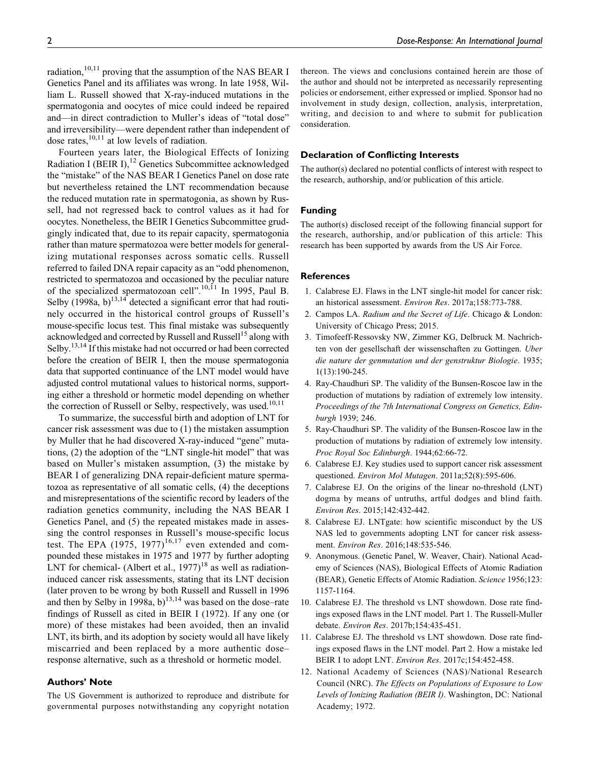radiation,[10,11] proving that the assumption of the NAS BEAR I Genetics Panel and its affiliates was wrong. In late 1958, William L. Russell showed that X-ray-induced mutations in the spermatogonia and oocytes of mice could indeed be repaired and—in direct contradiction to Muller's ideas of "total dose" and irreversibility—were dependent rather than independent of dose rates,[10,11] at low levels of radiation.

Fourteen years later, the Biological Effects of Ionizing Radiation I (BEIR I),[12] Genetics Subcommittee acknowledged the "mistake" of the NAS BEAR I Genetics Panel on dose rate but nevertheless retained the LNT recommendation because the reduced mutation rate in spermatogonia, as shown by Russell, had not regressed back to control values as it had for oocytes. Nonetheless, the BEIR I Genetics Subcommittee grudgingly indicated that, due to its repair capacity, spermatogonia rather than mature spermatozoa were better models for generalizing mutational responses across somatic cells. Russell referred to failed DNA repair capacity as an "odd phenomenon, restricted to spermatozoa and occasioned by the peculiar nature of the specialized spermatozoan cell".[10,11] In 1995, Paul B. Selby (1998a, b)[13,14] detected a significant error that had routinely occurred in the historical control groups of Russell's mouse-specific locus test. This final mistake was subsequently acknowledged and corrected by Russell and Russell[15] along with Selby.[13,14] If this mistake had not occurred or had been corrected before the creation of BEIR I, then the mouse spermatogonia data that supported continuance of the LNT model would have adjusted control mutational values to historical norms, supporting either a threshold or hormetic model depending on whether the correction of Russell or Selby, respectively, was used.[10,11]

To summarize, the successful birth and adoption of LNT for cancer risk assessment was due to (1) the mistaken assumption by Muller that he had discovered X-ray-induced "gene" mutations, (2) the adoption of the "LNT single-hit model" that was based on Muller's mistaken assumption, (3) the mistake by BEAR I of generalizing DNA repair-deficient mature spermatozoa as representative of all somatic cells, (4) the deceptions and misrepresentations of the scientific record by leaders of the radiation genetics community, including the NAS BEAR I Genetics Panel, and (5) the repeated mistakes made in assessing the control responses in Russell's mouse-specific locus test. The EPA (1975, 1977)[16,17] even extended and compounded these mistakes in 1975 and 1977 by further adopting LNT for chemical- (Albert et al., 1977)[18] as well as radiation-induced cancer risk assessments, stating that its LNT decision (later proven to be wrong by both Russell and Russell in 1996 and then by Selby in 1998a, b)[13,14] was based on the dose–rate findings of Russell as cited in BEIR I (1972). If any one (or more) of these mistakes had been avoided, then an invalid LNT, its birth, and its adoption by society would all have likely miscarried and been replaced by a more authentic dose–response alternative, such as a threshold or hormetic model.

### Authors' Note

The US Government is authorized to reproduce and distribute for governmental purposes notwithstanding any copyright notation thereon. The views and conclusions contained herein are those of the author and should not be interpreted as necessarily representing policies or endorsement, either expressed or implied. Sponsor had no involvement in study design, collection, analysis, interpretation, writing, and decision to and where to submit for publication consideration.

### Declaration of Conflicting Interests

The author(s) declared no potential conflicts of interest with respect to the research, authorship, and/or publication of this article.

### Funding

The author(s) disclosed receipt of the following financial support for the research, authorship, and/or publication of this article: This research has been supported by awards from the US Air Force.

### References

1. Calabrese EJ. Flaws in the LNT single-hit model for cancer risk: an historical assessment. *Environ Res*. 2017a;158:773-788.
2. Campos LA. *Radium and the Secret of Life*. Chicago & London: University of Chicago Press; 2015.
3. Timofeeff-Ressovsky NW, Zimmer KG, Delbruck M. Nachrichten von der gesellschaft der wissenschaften zu Gottingen. *Uber die nature der genmutation und der genstruktur Biologie*. 1935; 1(13):190-245.
4. Ray-Chaudhuri SP. The validity of the Bunsen-Roscoe law in the production of mutations by radiation of extremely low intensity. *Proceedings of the 7th International Congress on Genetics, Edinburgh* 1939; 246.
5. Ray-Chaudhuri SP. The validity of the Bunsen-Roscoe law in the production of mutations by radiation of extremely low intensity. *Proc Royal Soc Edinburgh*. 1944;62:66-72.
6. Calabrese EJ. Key studies used to support cancer risk assessment questioned. *Environ Mol Mutagen*. 2011a;52(8):595-606.
7. Calabrese EJ. On the origins of the linear no-threshold (LNT) dogma by means of untruths, artful dodges and blind faith. *Environ Res*. 2015;142:432-442.
8. Calabrese EJ. LNTgate: how scientific misconduct by the US NAS led to governments adopting LNT for cancer risk assessment. *Environ Res*. 2016;148:535-546.
9. Anonymous. (Genetic Panel, W. Weaver, Chair). National Academy of Sciences (NAS), Biological Effects of Atomic Radiation (BEAR), Genetic Effects of Atomic Radiation. *Science* 1956;123: 1157-1164.
10. Calabrese EJ. The threshold vs LNT showdown. Dose rate findings exposed flaws in the LNT model. Part 1. The Russell-Muller debate. *Environ Res*. 2017b;154:435-451.
11. Calabrese EJ. The threshold vs LNT showdown. Dose rate findings exposed flaws in the LNT model. Part 2. How a mistake led BEIR I to adopt LNT. *Environ Res*. 2017c;154:452-458.
12. National Academy of Sciences (NAS)/National Research Council (NRC). *The Effects on Populations of Exposure to Low Levels of Ionizing Radiation (BEIR I)*. Washington, DC: National Academy; 1972.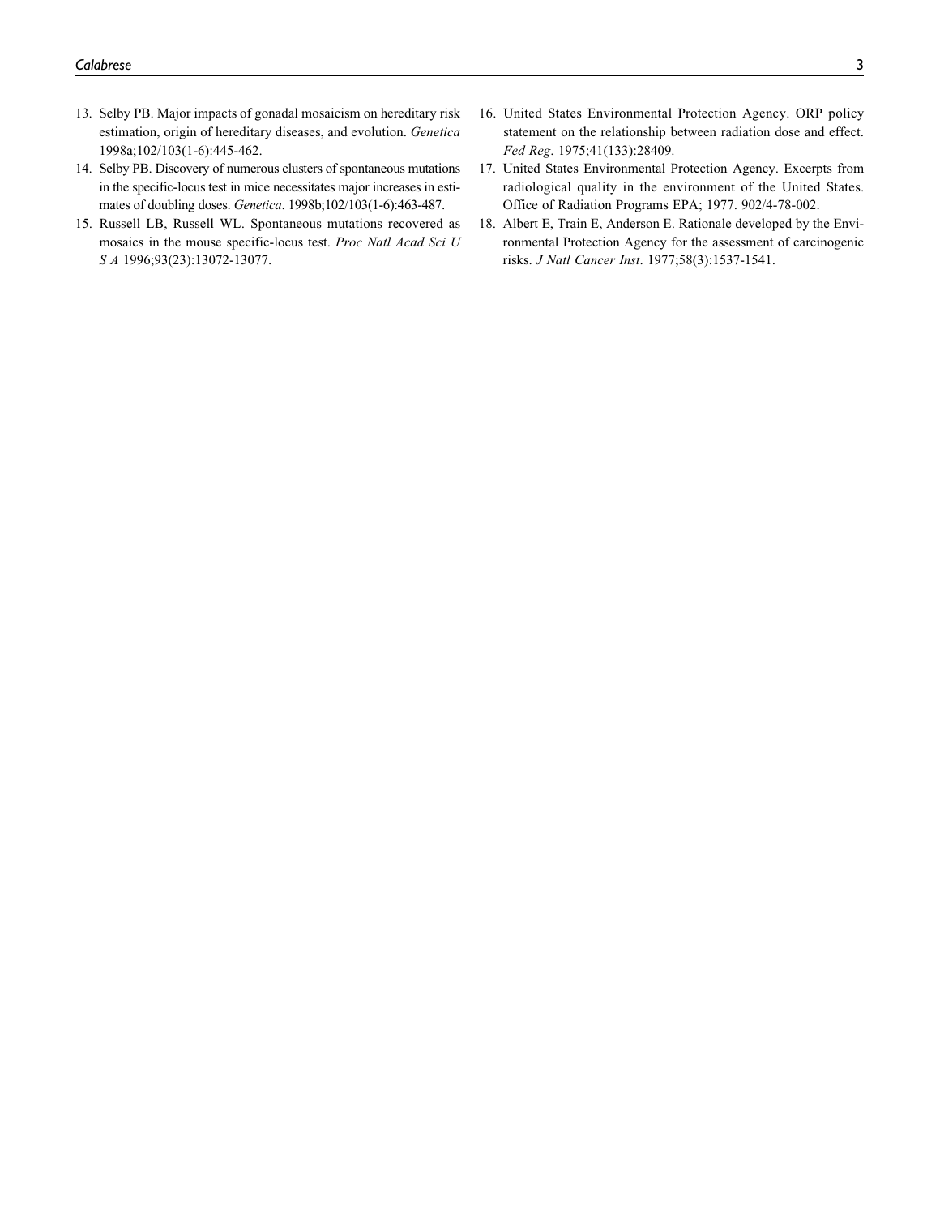13. Selby PB. Major impacts of gonadal mosaicism on hereditary risk estimation, origin of hereditary diseases, and evolution. *Genetica* 1998a;102/103(1-6):445-462.
14. Selby PB. Discovery of numerous clusters of spontaneous mutations in the specific-locus test in mice necessitates major increases in estimates of doubling doses. *Genetica*. 1998b;102/103(1-6):463-487.
15. Russell LB, Russell WL. Spontaneous mutations recovered as mosaics in the mouse specific-locus test. *Proc Natl Acad Sci U S A* 1996;93(23):13072-13077.
16. United States Environmental Protection Agency. ORP policy statement on the relationship between radiation dose and effect. *Fed Reg*. 1975;41(133):28409.
17. United States Environmental Protection Agency. Excerpts from radiological quality in the environment of the United States. Office of Radiation Programs EPA; 1977. 902/4-78-002.
18. Albert E, Train E, Anderson E. Rationale developed by the Environmental Protection Agency for the assessment of carcinogenic risks. *J Natl Cancer Inst*. 1977;58(3):1537-1541.